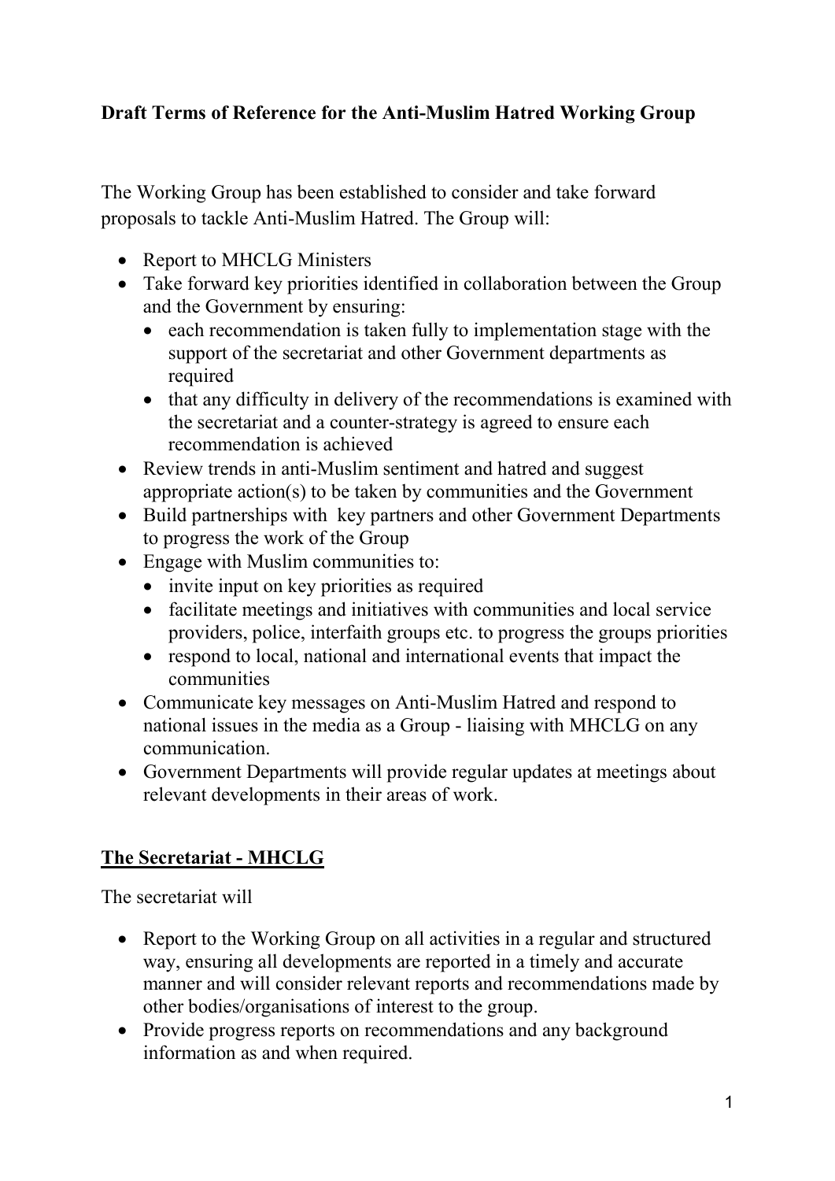**Draft Terms of Reference for the Anti-Muslim Hatred Working Group**

The Working Group has been established to consider and take forward proposals to tackle Anti-Muslim Hatred. The Group will:

- Report to MHCLG Ministers
- Take forward key priorities identified in collaboration between the Group and the Government by ensuring:
  - each recommendation is taken fully to implementation stage with the support of the secretariat and other Government departments as required
  - that any difficulty in delivery of the recommendations is examined with the secretariat and a counter-strategy is agreed to ensure each recommendation is achieved
- Review trends in anti-Muslim sentiment and hatred and suggest appropriate action(s) to be taken by communities and the Government
- Build partnerships with key partners and other Government Departments to progress the work of the Group
- Engage with Muslim communities to:
  - invite input on key priorities as required
  - facilitate meetings and initiatives with communities and local service providers, police, interfaith groups etc. to progress the groups priorities
  - respond to local, national and international events that impact the communities
- Communicate key messages on Anti-Muslim Hatred and respond to national issues in the media as a Group - liaising with MHCLG on any communication.
- Government Departments will provide regular updates at meetings about relevant developments in their areas of work.

**<u>The Secretariat - MHCLG</u>**

The secretariat will

- Report to the Working Group on all activities in a regular and structured way, ensuring all developments are reported in a timely and accurate manner and will consider relevant reports and recommendations made by other bodies/organisations of interest to the group.
- Provide progress reports on recommendations and any background information as and when required.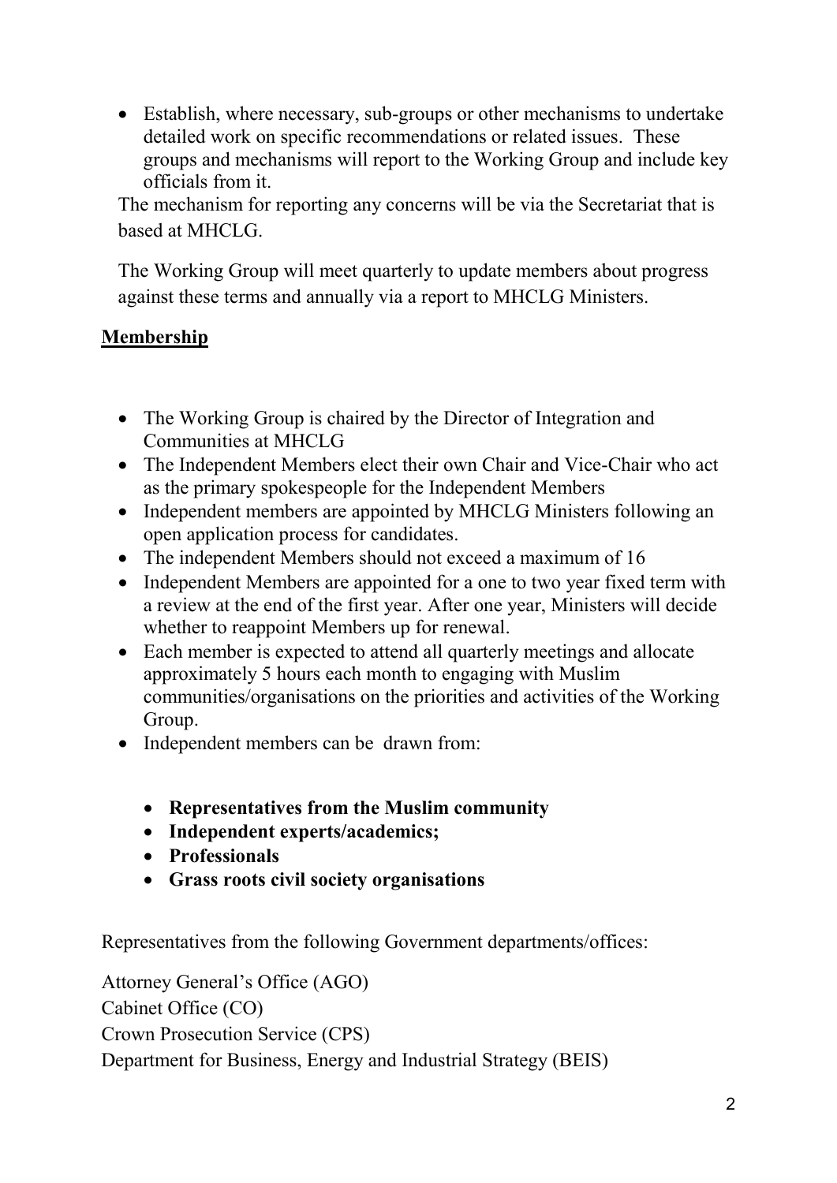- Establish, where necessary, sub-groups or other mechanisms to undertake detailed work on specific recommendations or related issues. These groups and mechanisms will report to the Working Group and include key officials from it.

The mechanism for reporting any concerns will be via the Secretariat that is based at MHCLG.

The Working Group will meet quarterly to update members about progress against these terms and annually via a report to MHCLG Ministers.

## Membership

- The Working Group is chaired by the Director of Integration and Communities at MHCLG
- The Independent Members elect their own Chair and Vice-Chair who act as the primary spokespeople for the Independent Members
- Independent members are appointed by MHCLG Ministers following an open application process for candidates.
- The independent Members should not exceed a maximum of 16
- Independent Members are appointed for a one to two year fixed term with a review at the end of the first year. After one year, Ministers will decide whether to reappoint Members up for renewal.
- Each member is expected to attend all quarterly meetings and allocate approximately 5 hours each month to engaging with Muslim communities/organisations on the priorities and activities of the Working Group.
- Independent members can be drawn from:
  - **Representatives from the Muslim community**
  - **Independent experts/academics;**
  - **Professionals**
  - **Grass roots civil society organisations**

Representatives from the following Government departments/offices:

Attorney General's Office (AGO)
Cabinet Office (CO)
Crown Prosecution Service (CPS)
Department for Business, Energy and Industrial Strategy (BEIS)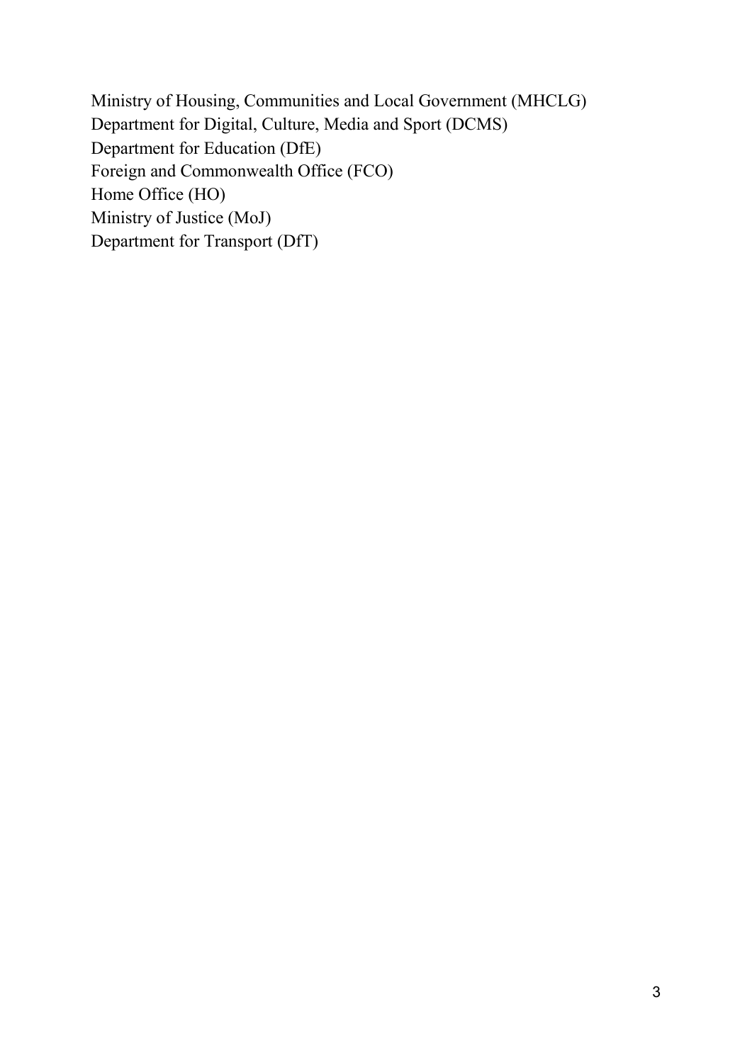Ministry of Housing, Communities and Local Government (MHCLG)
Department for Digital, Culture, Media and Sport (DCMS)
Department for Education (DfE)
Foreign and Commonwealth Office (FCO)
Home Office (HO)
Ministry of Justice (MoJ)
Department for Transport (DfT)